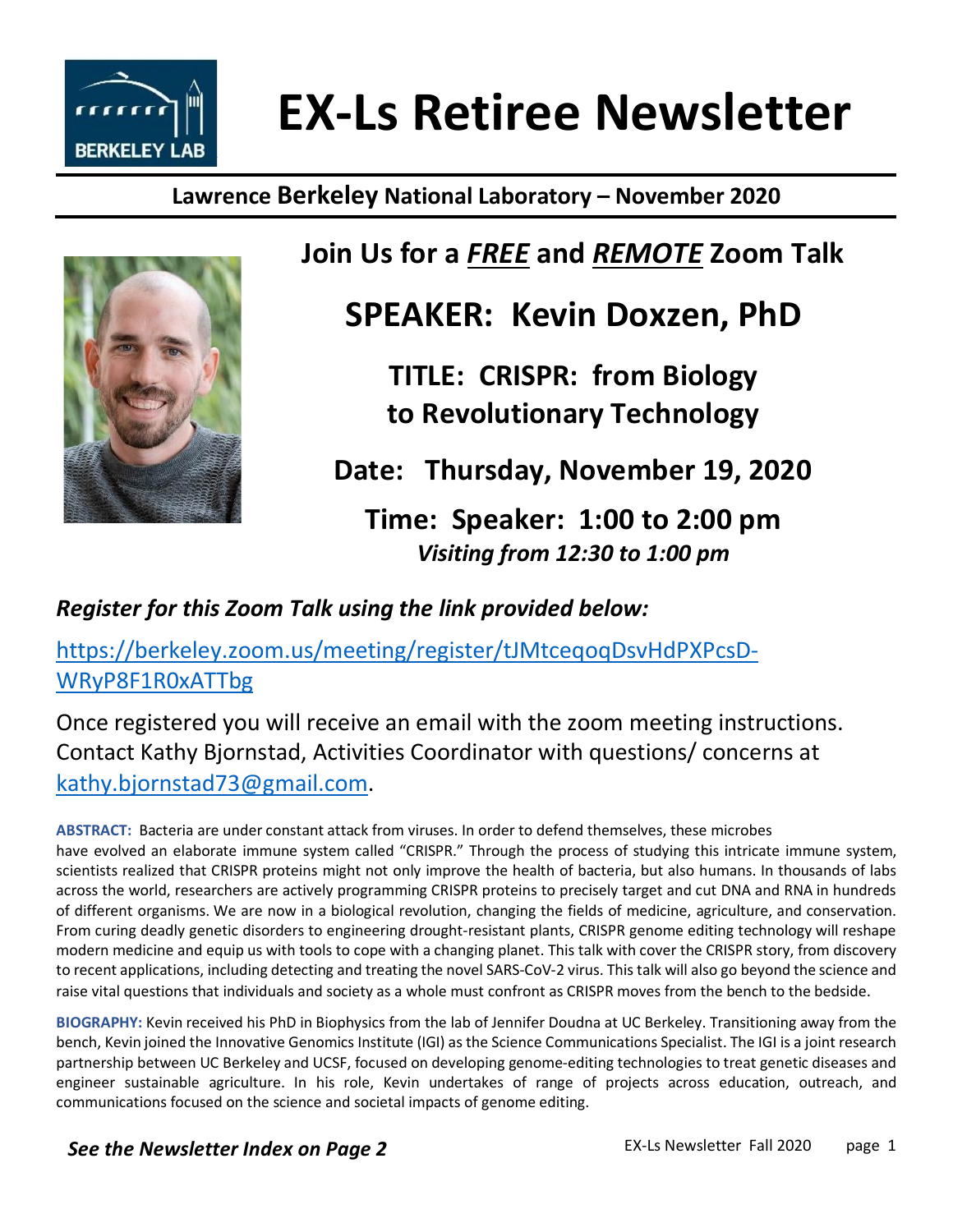# EX-Ls Retiree Newsletter

**Lawrence Berkeley National Laboratory – November 2020**

## Join Us for a ***FREE*** and ***REMOTE*** Zoom Talk

## SPEAKER: Kevin Doxzen, PhD

### TITLE: CRISPR: from Biology to Revolutionary Technology

### Date: Thursday, November 19, 2020

### Time: Speaker: 1:00 to 2:00 pm

***Visiting from 12:30 to 1:00 pm***

***Register for this Zoom Talk using the link provided below:***

https://berkeley.zoom.us/meeting/register/tJMtceqoqDsvHdPXPcsD-WRyP8F1R0xATTbg

Once registered you will receive an email with the zoom meeting instructions. Contact Kathy Bjornstad, Activities Coordinator with questions/ concerns at kathy.bjornstad73@gmail.com.

**ABSTRACT:** Bacteria are under constant attack from viruses. In order to defend themselves, these microbes have evolved an elaborate immune system called "CRISPR." Through the process of studying this intricate immune system, scientists realized that CRISPR proteins might not only improve the health of bacteria, but also humans. In thousands of labs across the world, researchers are actively programming CRISPR proteins to precisely target and cut DNA and RNA in hundreds of different organisms. We are now in a biological revolution, changing the fields of medicine, agriculture, and conservation. From curing deadly genetic disorders to engineering drought-resistant plants, CRISPR genome editing technology will reshape modern medicine and equip us with tools to cope with a changing planet. This talk with cover the CRISPR story, from discovery to recent applications, including detecting and treating the novel SARS-CoV-2 virus. This talk will also go beyond the science and raise vital questions that individuals and society as a whole must confront as CRISPR moves from the bench to the bedside.

**BIOGRAPHY:** Kevin received his PhD in Biophysics from the lab of Jennifer Doudna at UC Berkeley. Transitioning away from the bench, Kevin joined the Innovative Genomics Institute (IGI) as the Science Communications Specialist. The IGI is a joint research partnership between UC Berkeley and UCSF, focused on developing genome-editing technologies to treat genetic diseases and engineer sustainable agriculture. In his role, Kevin undertakes of range of projects across education, outreach, and communications focused on the science and societal impacts of genome editing.

***See the Newsletter Index on Page 2***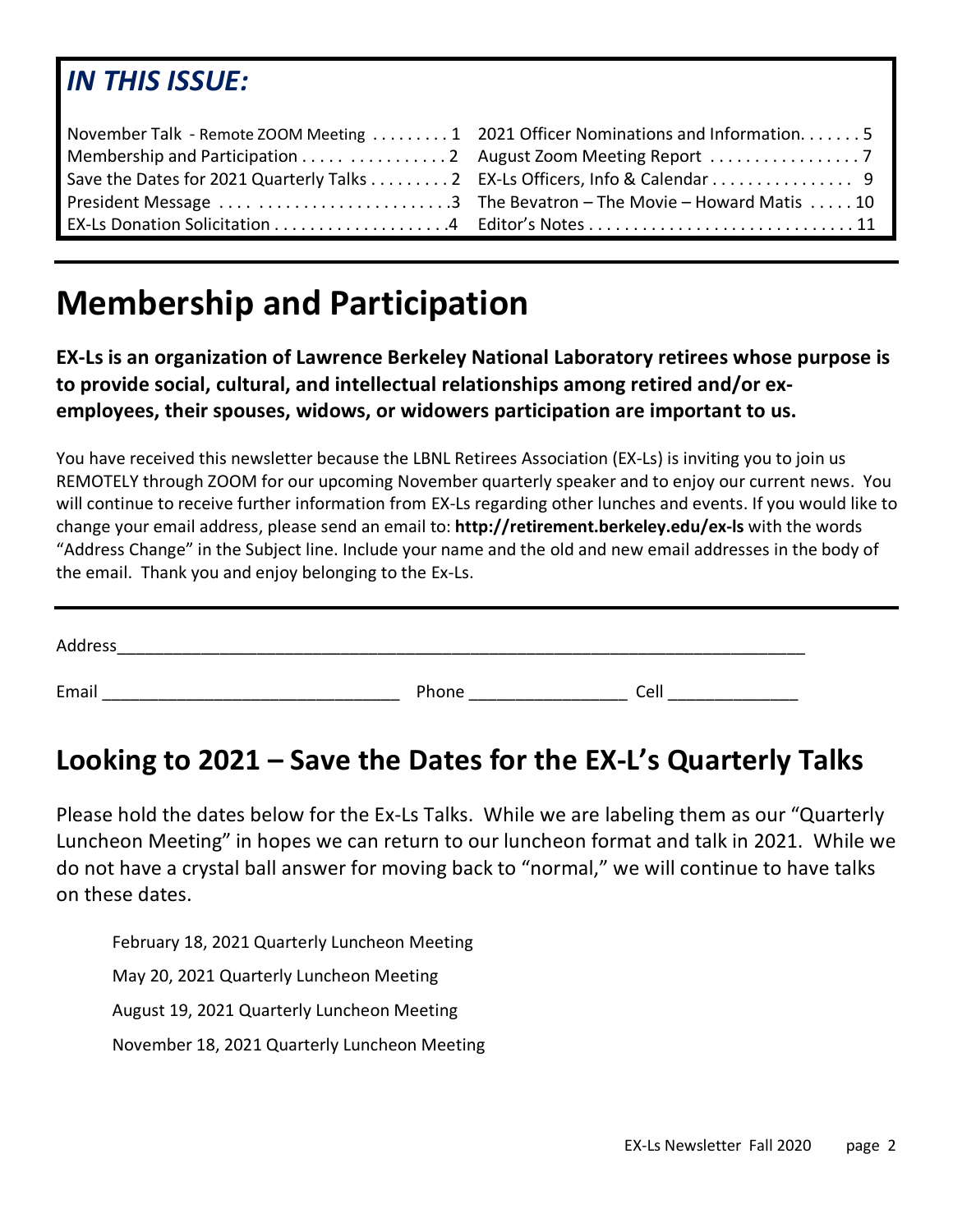## *IN THIS ISSUE:*

| | |
|---|---|
| November Talk - Remote ZOOM Meeting . . . . . . . . . 1 | 2021 Officer Nominations and Information. . . . . . . 5 |
| Membership and Participation . . . . . . . . . . . . . . . . 2 | August Zoom Meeting Report . . . . . . . . . . . . . . . . 7 |
| Save the Dates for 2021 Quarterly Talks . . . . . . . . . 2 | EX-Ls Officers, Info & Calendar . . . . . . . . . . . . . . . 9 |
| President Message . . . . . . . . . . . . . . . . . . . . . . . .3 | The Bevatron – The Movie – Howard Matis . . . . . 10 |
| EX-Ls Donation Solicitation . . . . . . . . . . . . . . . . . . .4 | Editor's Notes . . . . . . . . . . . . . . . . . . . . . . . . . . . . 11 |

# Membership and Participation

**EX-Ls is an organization of Lawrence Berkeley National Laboratory retirees whose purpose is to provide social, cultural, and intellectual relationships among retired and/or ex-employees, their spouses, widows, or widowers participation are important to us.**

You have received this newsletter because the LBNL Retirees Association (EX-Ls) is inviting you to join us REMOTELY through ZOOM for our upcoming November quarterly speaker and to enjoy our current news. You will continue to receive further information from EX-Ls regarding other lunches and events. If you would like to change your email address, please send an email to: **http://retirement.berkeley.edu/ex-ls** with the words "Address Change" in the Subject line. Include your name and the old and new email addresses in the body of the email. Thank you and enjoy belonging to the Ex-Ls.

---

Address___________________________________________________________________________

Email ________________________________ Phone _________________ Cell ______________

## Looking to 2021 – Save the Dates for the EX-L's Quarterly Talks

Please hold the dates below for the Ex-Ls Talks. While we are labeling them as our "Quarterly Luncheon Meeting" in hopes we can return to our luncheon format and talk in 2021. While we do not have a crystal ball answer for moving back to "normal," we will continue to have talks on these dates.

February 18, 2021 Quarterly Luncheon Meeting

May 20, 2021 Quarterly Luncheon Meeting

August 19, 2021 Quarterly Luncheon Meeting

November 18, 2021 Quarterly Luncheon Meeting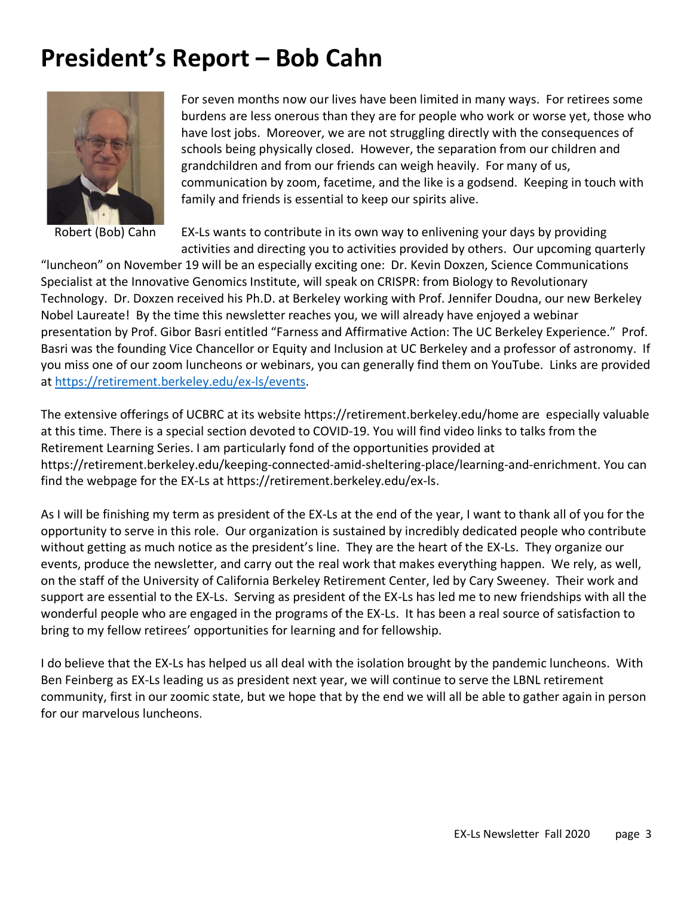# President's Report – Bob Cahn

Robert (Bob) Cahn

For seven months now our lives have been limited in many ways. For retirees some burdens are less onerous than they are for people who work or worse yet, those who have lost jobs. Moreover, we are not struggling directly with the consequences of schools being physically closed. However, the separation from our children and grandchildren and from our friends can weigh heavily. For many of us, communication by zoom, facetime, and the like is a godsend. Keeping in touch with family and friends is essential to keep our spirits alive.

EX-Ls wants to contribute in its own way to enlivening your days by providing activities and directing you to activities provided by others. Our upcoming quarterly "luncheon" on November 19 will be an especially exciting one: Dr. Kevin Doxzen, Science Communications Specialist at the Innovative Genomics Institute, will speak on CRISPR: from Biology to Revolutionary Technology. Dr. Doxzen received his Ph.D. at Berkeley working with Prof. Jennifer Doudna, our new Berkeley Nobel Laureate! By the time this newsletter reaches you, we will already have enjoyed a webinar presentation by Prof. Gibor Basri entitled "Farness and Affirmative Action: The UC Berkeley Experience." Prof. Basri was the founding Vice Chancellor or Equity and Inclusion at UC Berkeley and a professor of astronomy. If you miss one of our zoom luncheons or webinars, you can generally find them on YouTube. Links are provided at [https://retirement.berkeley.edu/ex-ls/events](https://retirement.berkeley.edu/ex-ls/events).

The extensive offerings of UCBRC at its website https://retirement.berkeley.edu/home are especially valuable at this time. There is a special section devoted to COVID-19. You will find video links to talks from the Retirement Learning Series. I am particularly fond of the opportunities provided at https://retirement.berkeley.edu/keeping-connected-amid-sheltering-place/learning-and-enrichment. You can find the webpage for the EX-Ls at https://retirement.berkeley.edu/ex-ls.

As I will be finishing my term as president of the EX-Ls at the end of the year, I want to thank all of you for the opportunity to serve in this role. Our organization is sustained by incredibly dedicated people who contribute without getting as much notice as the president's line. They are the heart of the EX-Ls. They organize our events, produce the newsletter, and carry out the real work that makes everything happen. We rely, as well, on the staff of the University of California Berkeley Retirement Center, led by Cary Sweeney. Their work and support are essential to the EX-Ls. Serving as president of the EX-Ls has led me to new friendships with all the wonderful people who are engaged in the programs of the EX-Ls. It has been a real source of satisfaction to bring to my fellow retirees' opportunities for learning and for fellowship.

I do believe that the EX-Ls has helped us all deal with the isolation brought by the pandemic luncheons. With Ben Feinberg as EX-Ls leading us as president next year, we will continue to serve the LBNL retirement community, first in our zoomic state, but we hope that by the end we will all be able to gather again in person for our marvelous luncheons.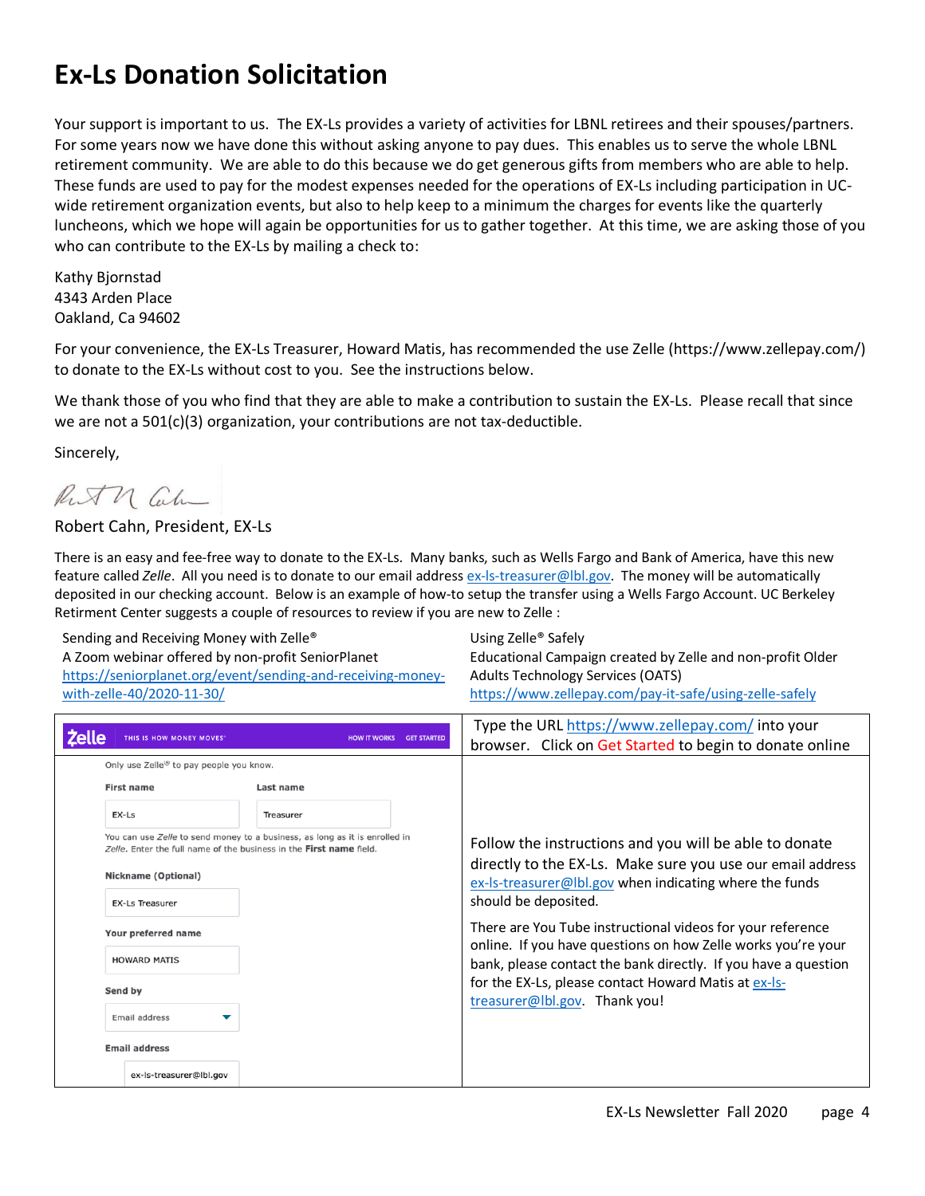# Ex-Ls Donation Solicitation

Your support is important to us. The EX-Ls provides a variety of activities for LBNL retirees and their spouses/partners. For some years now we have done this without asking anyone to pay dues. This enables us to serve the whole LBNL retirement community. We are able to do this because we do get generous gifts from members who are able to help. These funds are used to pay for the modest expenses needed for the operations of EX-Ls including participation in UC-wide retirement organization events, but also to help keep to a minimum the charges for events like the quarterly luncheons, which we hope will again be opportunities for us to gather together. At this time, we are asking those of you who can contribute to the EX-Ls by mailing a check to:

Kathy Bjornstad
4343 Arden Place
Oakland, Ca 94602

For your convenience, the EX-Ls Treasurer, Howard Matis, has recommended the use Zelle (https://www.zellepay.com/) to donate to the EX-Ls without cost to you. See the instructions below.

We thank those of you who find that they are able to make a contribution to sustain the EX-Ls. Please recall that since we are not a 501(c)(3) organization, your contributions are not tax-deductible.

Sincerely,

Robert Cahn, President, EX-Ls

There is an easy and fee-free way to donate to the EX-Ls. Many banks, such as Wells Fargo and Bank of America, have this new feature called *Zelle*. All you need is to donate to our email address ex-ls-treasurer@lbl.gov. The money will be automatically deposited in our checking account. Below is an example of how-to setup the transfer using a Wells Fargo Account. UC Berkeley Retirment Center suggests a couple of resources to review if you are new to Zelle :

Sending and Receiving Money with Zelle®
A Zoom webinar offered by non-profit SeniorPlanet
https://seniorplanet.org/event/sending-and-receiving-money-with-zelle-40/2020-11-30/

Using Zelle® Safely
Educational Campaign created by Zelle and non-profit Older Adults Technology Services (OATS)
https://www.zellepay.com/pay-it-safe/using-zelle-safely

| Zelle — THIS IS HOW MONEY MOVES — HOW IT WORKS — GET STARTED | Type the URL https://www.zellepay.com/ into your browser. Click on Get Started to begin to donate online |
|---|---|
| Only use Zelle® to pay people you know.<br>First name: EX-Ls<br>Last name: Treasurer<br>You can use *Zelle* to send money to a business, as long as it is enrolled in *Zelle*. Enter the full name of the business in the **First name** field.<br>Nickname (Optional): EX-Ls Treasurer<br>Your preferred name: HOWARD MATIS<br>Send by: Email address<br>Email address: ex-ls-treasurer@lbl.gov | Follow the instructions and you will be able to donate directly to the EX-Ls. Make sure you use our email address ex-ls-treasurer@lbl.gov when indicating where the funds should be deposited.<br><br>There are You Tube instructional videos for your reference online. If you have questions on how Zelle works you're your bank, please contact the bank directly. If you have a question for the EX-Ls, please contact Howard Matis at ex-ls-treasurer@lbl.gov. Thank you! |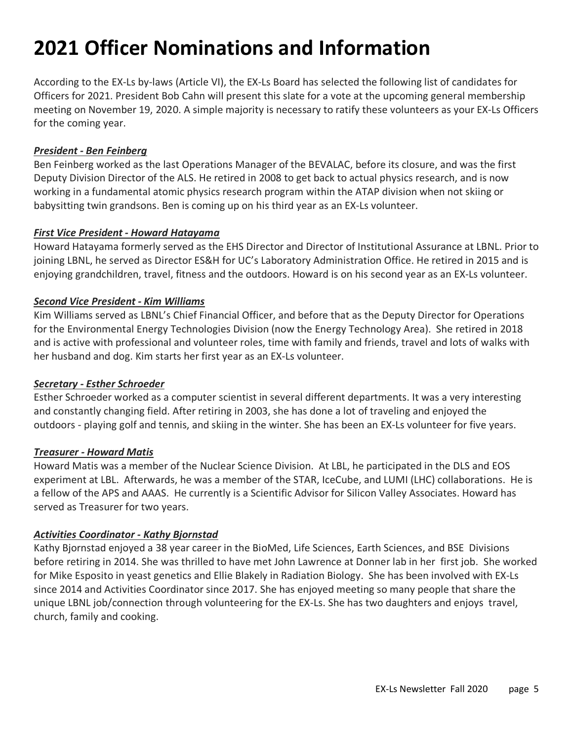# 2021 Officer Nominations and Information

According to the EX-Ls by-laws (Article VI), the EX-Ls Board has selected the following list of candidates for Officers for 2021. President Bob Cahn will present this slate for a vote at the upcoming general membership meeting on November 19, 2020. A simple majority is necessary to ratify these volunteers as your EX-Ls Officers for the coming year.

***President - Ben Feinberg***

Ben Feinberg worked as the last Operations Manager of the BEVALAC, before its closure, and was the first Deputy Division Director of the ALS. He retired in 2008 to get back to actual physics research, and is now working in a fundamental atomic physics research program within the ATAP division when not skiing or babysitting twin grandsons. Ben is coming up on his third year as an EX-Ls volunteer.

***First Vice President - Howard Hatayama***

Howard Hatayama formerly served as the EHS Director and Director of Institutional Assurance at LBNL. Prior to joining LBNL, he served as Director ES&H for UC's Laboratory Administration Office. He retired in 2015 and is enjoying grandchildren, travel, fitness and the outdoors. Howard is on his second year as an EX-Ls volunteer.

***Second Vice President - Kim Williams***

Kim Williams served as LBNL's Chief Financial Officer, and before that as the Deputy Director for Operations for the Environmental Energy Technologies Division (now the Energy Technology Area). She retired in 2018 and is active with professional and volunteer roles, time with family and friends, travel and lots of walks with her husband and dog. Kim starts her first year as an EX-Ls volunteer.

***Secretary - Esther Schroeder***

Esther Schroeder worked as a computer scientist in several different departments. It was a very interesting and constantly changing field. After retiring in 2003, she has done a lot of traveling and enjoyed the outdoors - playing golf and tennis, and skiing in the winter. She has been an EX-Ls volunteer for five years.

***Treasurer - Howard Matis***

Howard Matis was a member of the Nuclear Science Division. At LBL, he participated in the DLS and EOS experiment at LBL. Afterwards, he was a member of the STAR, IceCube, and LUMI (LHC) collaborations. He is a fellow of the APS and AAAS. He currently is a Scientific Advisor for Silicon Valley Associates. Howard has served as Treasurer for two years.

***Activities Coordinator - Kathy Bjornstad***

Kathy Bjornstad enjoyed a 38 year career in the BioMed, Life Sciences, Earth Sciences, and BSE Divisions before retiring in 2014. She was thrilled to have met John Lawrence at Donner lab in her first job. She worked for Mike Esposito in yeast genetics and Ellie Blakely in Radiation Biology. She has been involved with EX-Ls since 2014 and Activities Coordinator since 2017. She has enjoyed meeting so many people that share the unique LBNL job/connection through volunteering for the EX-Ls. She has two daughters and enjoys travel, church, family and cooking.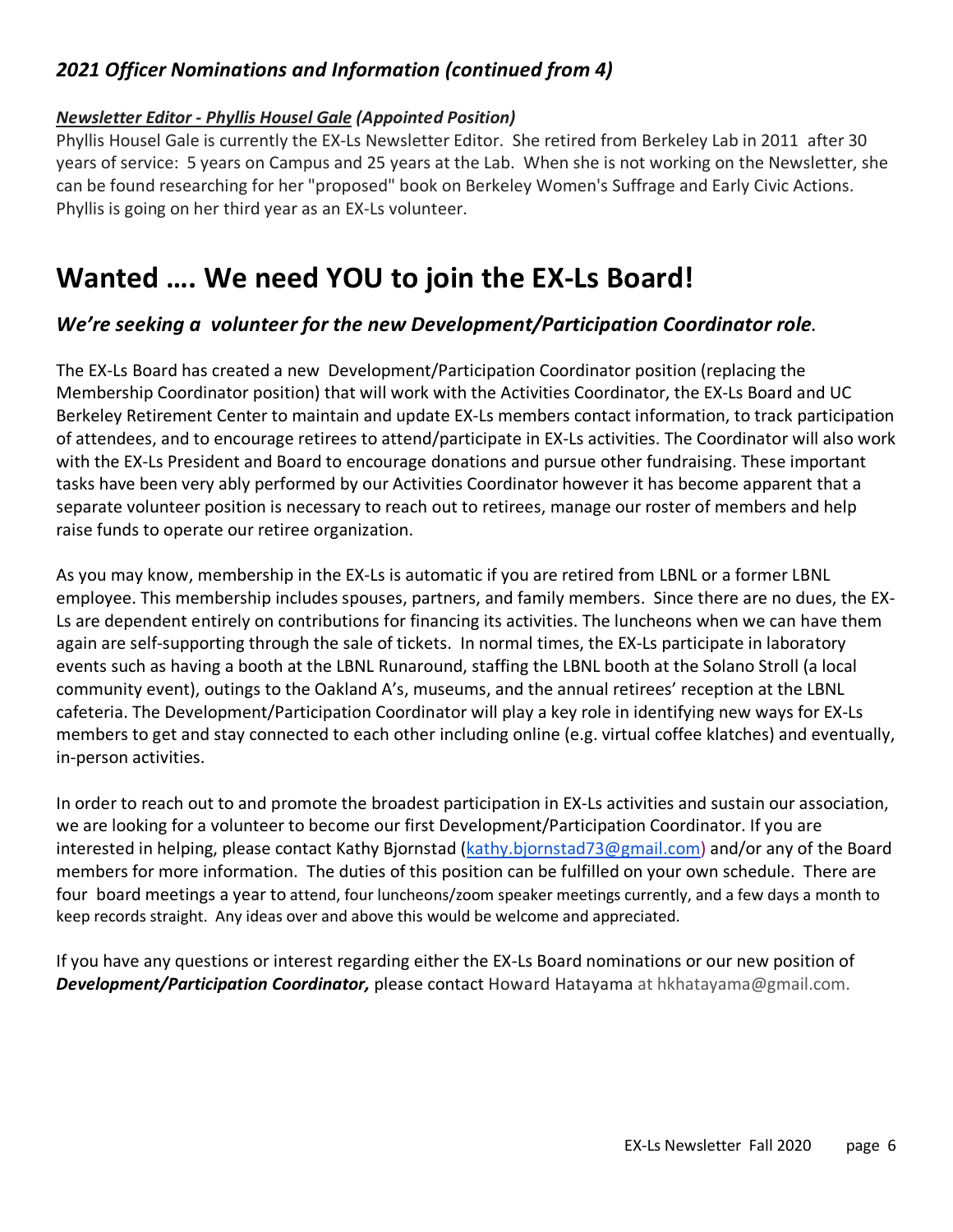### *2021 Officer Nominations and Information (continued from 4)*

***Newsletter Editor - Phyllis Housel Gale*** ***(Appointed Position)***

Phyllis Housel Gale is currently the EX-Ls Newsletter Editor. She retired from Berkeley Lab in 2011 after 30 years of service: 5 years on Campus and 25 years at the Lab. When she is not working on the Newsletter, she can be found researching for her "proposed" book on Berkeley Women's Suffrage and Early Civic Actions. Phyllis is going on her third year as an EX-Ls volunteer.

# Wanted …. We need YOU to join the EX-Ls Board!

### *We're seeking a volunteer for the new Development/Participation Coordinator role.*

The EX-Ls Board has created a new Development/Participation Coordinator position (replacing the Membership Coordinator position) that will work with the Activities Coordinator, the EX-Ls Board and UC Berkeley Retirement Center to maintain and update EX-Ls members contact information, to track participation of attendees, and to encourage retirees to attend/participate in EX-Ls activities. The Coordinator will also work with the EX-Ls President and Board to encourage donations and pursue other fundraising. These important tasks have been very ably performed by our Activities Coordinator however it has become apparent that a separate volunteer position is necessary to reach out to retirees, manage our roster of members and help raise funds to operate our retiree organization.

As you may know, membership in the EX-Ls is automatic if you are retired from LBNL or a former LBNL employee. This membership includes spouses, partners, and family members. Since there are no dues, the EX-Ls are dependent entirely on contributions for financing its activities. The luncheons when we can have them again are self-supporting through the sale of tickets. In normal times, the EX-Ls participate in laboratory events such as having a booth at the LBNL Runaround, staffing the LBNL booth at the Solano Stroll (a local community event), outings to the Oakland A's, museums, and the annual retirees' reception at the LBNL cafeteria. The Development/Participation Coordinator will play a key role in identifying new ways for EX-Ls members to get and stay connected to each other including online (e.g. virtual coffee klatches) and eventually, in-person activities.

In order to reach out to and promote the broadest participation in EX-Ls activities and sustain our association, we are looking for a volunteer to become our first Development/Participation Coordinator. If you are interested in helping, please contact Kathy Bjornstad (kathy.bjornstad73@gmail.com) and/or any of the Board members for more information. The duties of this position can be fulfilled on your own schedule. There are four board meetings a year to attend, four luncheons/zoom speaker meetings currently, and a few days a month to keep records straight. Any ideas over and above this would be welcome and appreciated.

If you have any questions or interest regarding either the EX-Ls Board nominations or our new position of ***Development/Participation Coordinator,*** please contact Howard Hatayama at hkhatayama@gmail.com.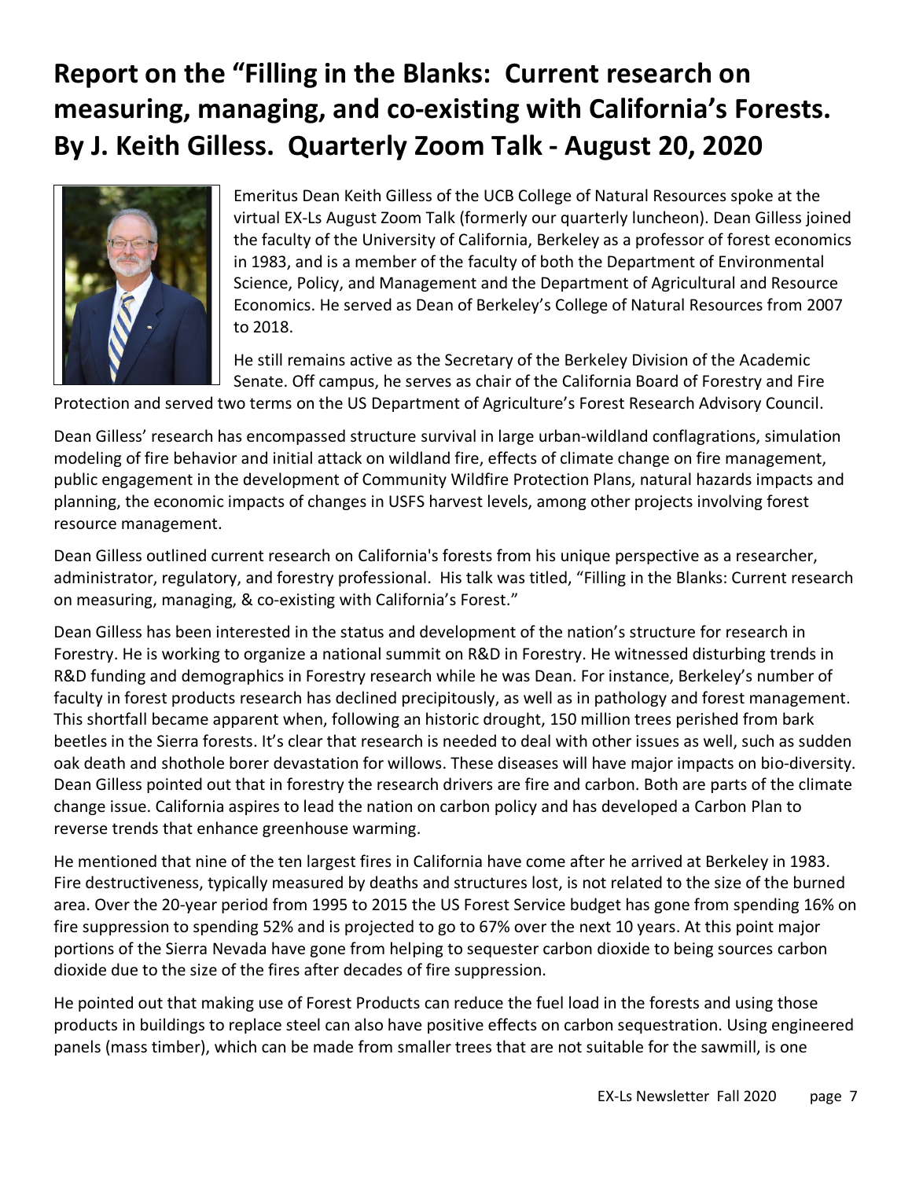# Report on the "Filling in the Blanks: Current research on measuring, managing, and co-existing with California's Forests. By J. Keith Gilless. Quarterly Zoom Talk - August 20, 2020

Emeritus Dean Keith Gilless of the UCB College of Natural Resources spoke at the virtual EX-Ls August Zoom Talk (formerly our quarterly luncheon). Dean Gilless joined the faculty of the University of California, Berkeley as a professor of forest economics in 1983, and is a member of the faculty of both the Department of Environmental Science, Policy, and Management and the Department of Agricultural and Resource Economics. He served as Dean of Berkeley's College of Natural Resources from 2007 to 2018.

He still remains active as the Secretary of the Berkeley Division of the Academic Senate. Off campus, he serves as chair of the California Board of Forestry and Fire Protection and served two terms on the US Department of Agriculture's Forest Research Advisory Council.

Dean Gilless' research has encompassed structure survival in large urban-wildland conflagrations, simulation modeling of fire behavior and initial attack on wildland fire, effects of climate change on fire management, public engagement in the development of Community Wildfire Protection Plans, natural hazards impacts and planning, the economic impacts of changes in USFS harvest levels, among other projects involving forest resource management.

Dean Gilless outlined current research on California's forests from his unique perspective as a researcher, administrator, regulatory, and forestry professional. His talk was titled, "Filling in the Blanks: Current research on measuring, managing, & co-existing with California's Forest."

Dean Gilless has been interested in the status and development of the nation's structure for research in Forestry. He is working to organize a national summit on R&D in Forestry. He witnessed disturbing trends in R&D funding and demographics in Forestry research while he was Dean. For instance, Berkeley's number of faculty in forest products research has declined precipitously, as well as in pathology and forest management. This shortfall became apparent when, following an historic drought, 150 million trees perished from bark beetles in the Sierra forests. It's clear that research is needed to deal with other issues as well, such as sudden oak death and shothole borer devastation for willows. These diseases will have major impacts on bio-diversity. Dean Gilless pointed out that in forestry the research drivers are fire and carbon. Both are parts of the climate change issue. California aspires to lead the nation on carbon policy and has developed a Carbon Plan to reverse trends that enhance greenhouse warming.

He mentioned that nine of the ten largest fires in California have come after he arrived at Berkeley in 1983. Fire destructiveness, typically measured by deaths and structures lost, is not related to the size of the burned area. Over the 20-year period from 1995 to 2015 the US Forest Service budget has gone from spending 16% on fire suppression to spending 52% and is projected to go to 67% over the next 10 years. At this point major portions of the Sierra Nevada have gone from helping to sequester carbon dioxide to being sources carbon dioxide due to the size of the fires after decades of fire suppression.

He pointed out that making use of Forest Products can reduce the fuel load in the forests and using those products in buildings to replace steel can also have positive effects on carbon sequestration. Using engineered panels (mass timber), which can be made from smaller trees that are not suitable for the sawmill, is one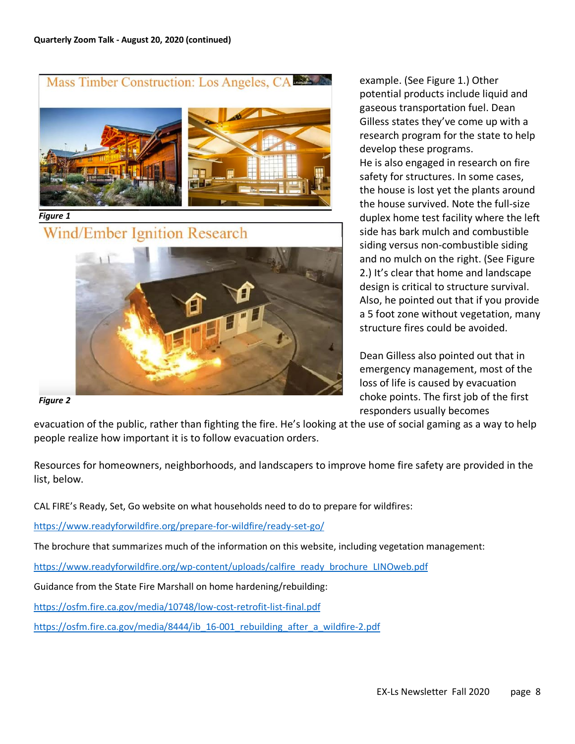Mass Timber Construction: Los Angeles, CA

*Figure 1*

Wind/Ember Ignition Research

*Figure 2*

example. (See Figure 1.) Other potential products include liquid and gaseous transportation fuel. Dean Gilless states they've come up with a research program for the state to help develop these programs.

He is also engaged in research on fire safety for structures. In some cases, the house is lost yet the plants around the house survived. Note the full-size duplex home test facility where the left side has bark mulch and combustible siding versus non-combustible siding and no mulch on the right. (See Figure 2.) It's clear that home and landscape design is critical to structure survival. Also, he pointed out that if you provide a 5 foot zone without vegetation, many structure fires could be avoided.

Dean Gilless also pointed out that in emergency management, most of the loss of life is caused by evacuation choke points. The first job of the first responders usually becomes evacuation of the public, rather than fighting the fire. He's looking at the use of social gaming as a way to help people realize how important it is to follow evacuation orders.

Resources for homeowners, neighborhoods, and landscapers to improve home fire safety are provided in the list, below.

CAL FIRE's Ready, Set, Go website on what households need to do to prepare for wildfires:

https://www.readyforwildfire.org/prepare-for-wildfire/ready-set-go/

The brochure that summarizes much of the information on this website, including vegetation management:

https://www.readyforwildfire.org/wp-content/uploads/calfire_ready_brochure_LINOweb.pdf

Guidance from the State Fire Marshall on home hardening/rebuilding:

https://osfm.fire.ca.gov/media/10748/low-cost-retrofit-list-final.pdf

https://osfm.fire.ca.gov/media/8444/ib_16-001_rebuilding_after_a_wildfire-2.pdf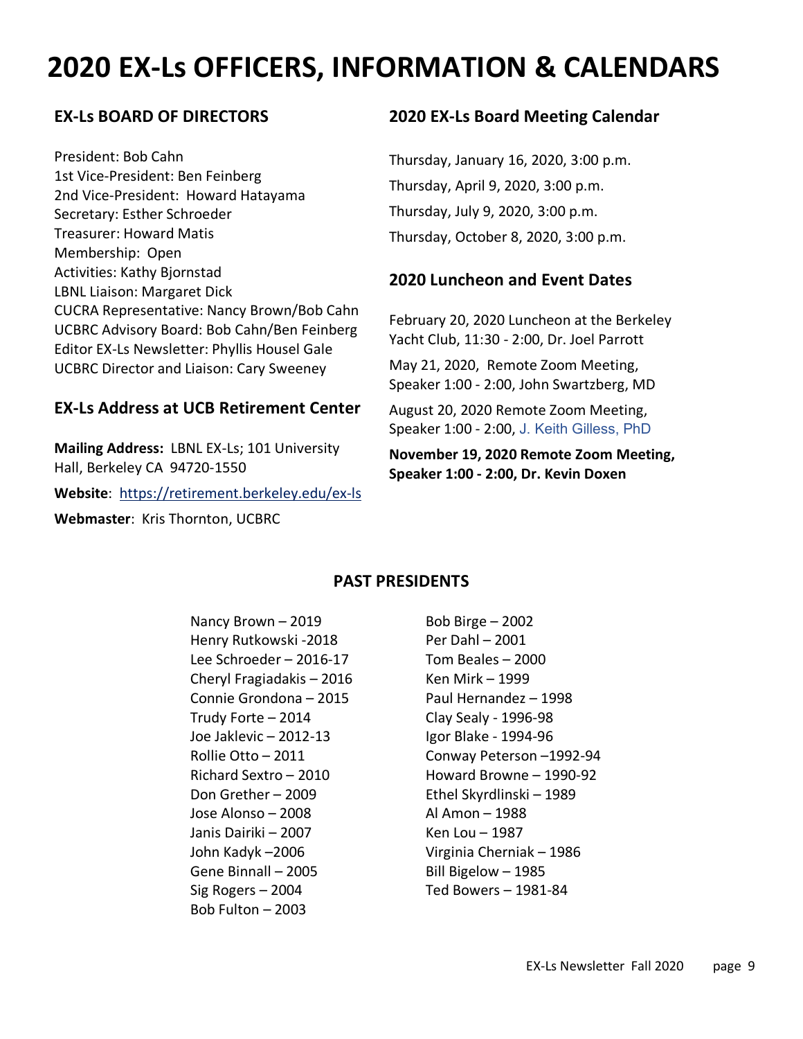# 2020 EX-Ls OFFICERS, INFORMATION & CALENDARS

## EX-Ls BOARD OF DIRECTORS

President: Bob Cahn
1st Vice-President: Ben Feinberg
2nd Vice-President: Howard Hatayama
Secretary: Esther Schroeder
Treasurer: Howard Matis
Membership: Open
Activities: Kathy Bjornstad
LBNL Liaison: Margaret Dick
CUCRA Representative: Nancy Brown/Bob Cahn
UCBRC Advisory Board: Bob Cahn/Ben Feinberg
Editor EX-Ls Newsletter: Phyllis Housel Gale
UCBRC Director and Liaison: Cary Sweeney

## EX-Ls Address at UCB Retirement Center

**Mailing Address:** LBNL EX-Ls; 101 University Hall, Berkeley CA 94720-1550

**Website**: https://retirement.berkeley.edu/ex-ls

**Webmaster**: Kris Thornton, UCBRC

## 2020 EX-Ls Board Meeting Calendar

Thursday, January 16, 2020, 3:00 p.m.

Thursday, April 9, 2020, 3:00 p.m.

Thursday, July 9, 2020, 3:00 p.m.

Thursday, October 8, 2020, 3:00 p.m.

## 2020 Luncheon and Event Dates

February 20, 2020 Luncheon at the Berkeley Yacht Club, 11:30 - 2:00, Dr. Joel Parrott

May 21, 2020, Remote Zoom Meeting, Speaker 1:00 - 2:00, John Swartzberg, MD

August 20, 2020 Remote Zoom Meeting, Speaker 1:00 - 2:00, J. Keith Gilless, PhD

**November 19, 2020 Remote Zoom Meeting, Speaker 1:00 - 2:00, Dr. Kevin Doxen**

## PAST PRESIDENTS

Nancy Brown – 2019
Henry Rutkowski -2018
Lee Schroeder – 2016-17
Cheryl Fragiadakis – 2016
Connie Grondona – 2015
Trudy Forte – 2014
Joe Jaklevic – 2012-13
Rollie Otto – 2011
Richard Sextro – 2010
Don Grether – 2009
Jose Alonso – 2008
Janis Dairiki – 2007
John Kadyk –2006
Gene Binnall – 2005
Sig Rogers – 2004
Bob Fulton – 2003
Bob Birge – 2002
Per Dahl – 2001
Tom Beales – 2000
Ken Mirk – 1999
Paul Hernandez – 1998
Clay Sealy - 1996-98
Igor Blake - 1994-96
Conway Peterson –1992-94
Howard Browne – 1990-92
Ethel Skyrdlinski – 1989
Al Amon – 1988
Ken Lou – 1987
Virginia Cherniak – 1986
Bill Bigelow – 1985
Ted Bowers – 1981-84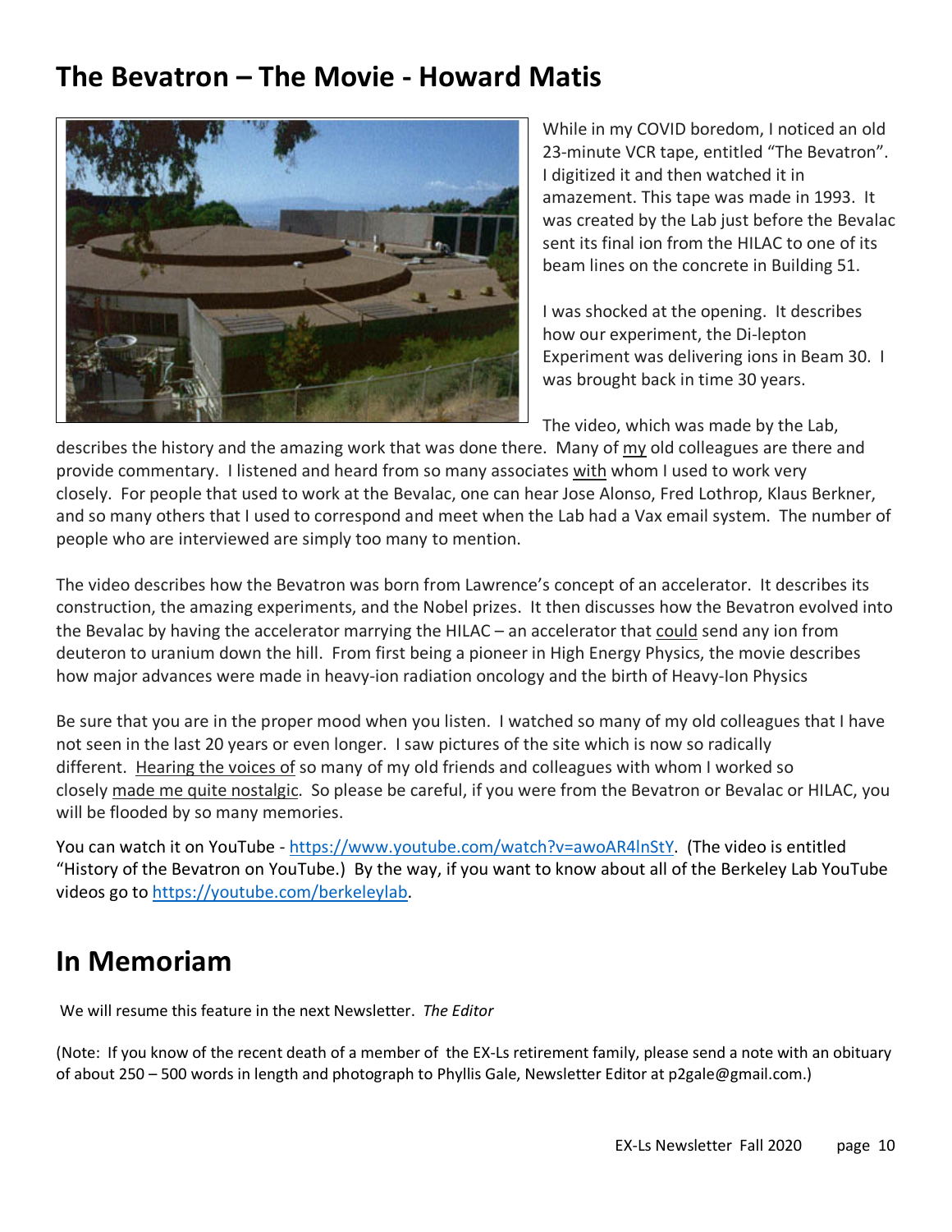## The Bevatron – The Movie - Howard Matis

While in my COVID boredom, I noticed an old 23-minute VCR tape, entitled "The Bevatron". I digitized it and then watched it in amazement. This tape was made in 1993. It was created by the Lab just before the Bevalac sent its final ion from the HILAC to one of its beam lines on the concrete in Building 51.

I was shocked at the opening. It describes how our experiment, the Di-lepton Experiment was delivering ions in Beam 30. I was brought back in time 30 years.

The video, which was made by the Lab, describes the history and the amazing work that was done there. Many of my old colleagues are there and provide commentary. I listened and heard from so many associates with whom I used to work very closely. For people that used to work at the Bevalac, one can hear Jose Alonso, Fred Lothrop, Klaus Berkner, and so many others that I used to correspond and meet when the Lab had a Vax email system. The number of people who are interviewed are simply too many to mention.

The video describes how the Bevatron was born from Lawrence's concept of an accelerator. It describes its construction, the amazing experiments, and the Nobel prizes. It then discusses how the Bevatron evolved into the Bevalac by having the accelerator marrying the HILAC – an accelerator that could send any ion from deuteron to uranium down the hill. From first being a pioneer in High Energy Physics, the movie describes how major advances were made in heavy-ion radiation oncology and the birth of Heavy-Ion Physics

Be sure that you are in the proper mood when you listen. I watched so many of my old colleagues that I have not seen in the last 20 years or even longer. I saw pictures of the site which is now so radically different. Hearing the voices of so many of my old friends and colleagues with whom I worked so closely made me quite nostalgic. So please be careful, if you were from the Bevatron or Bevalac or HILAC, you will be flooded by so many memories.

You can watch it on YouTube - https://www.youtube.com/watch?v=awoAR4lnStY. (The video is entitled "History of the Bevatron on YouTube.) By the way, if you want to know about all of the Berkeley Lab YouTube videos go to https://youtube.com/berkeleylab.

## In Memoriam

We will resume this feature in the next Newsletter. *The Editor*

(Note: If you know of the recent death of a member of the EX-Ls retirement family, please send a note with an obituary of about 250 – 500 words in length and photograph to Phyllis Gale, Newsletter Editor at p2gale@gmail.com.)